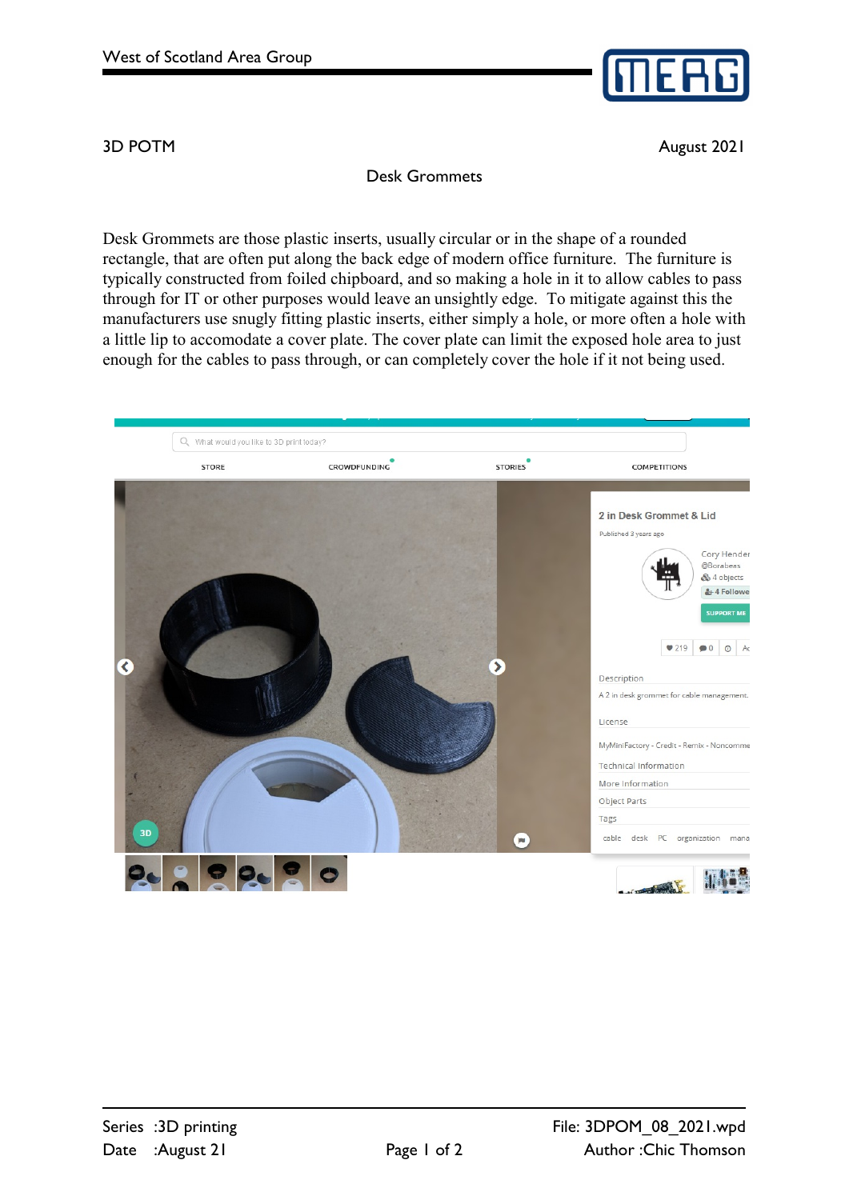3D POTM August 2021

# Desk Grommets

Desk Grommets are those plastic inserts, usually circular or in the shape of a rounded rectangle, that are often put along the back edge of modern office furniture. The furniture is typically constructed from foiled chipboard, and so making a hole in it to allow cables to pass through for IT or other purposes would leave an unsightly edge. To mitigate against this the manufacturers use snugly fitting plastic inserts, either simply a hole, or more often a hole with a little lip to accomodate a cover plate. The cover plate can limit the exposed hole area to just enough for the cables to pass through, or can completely cover the hole if it not being used.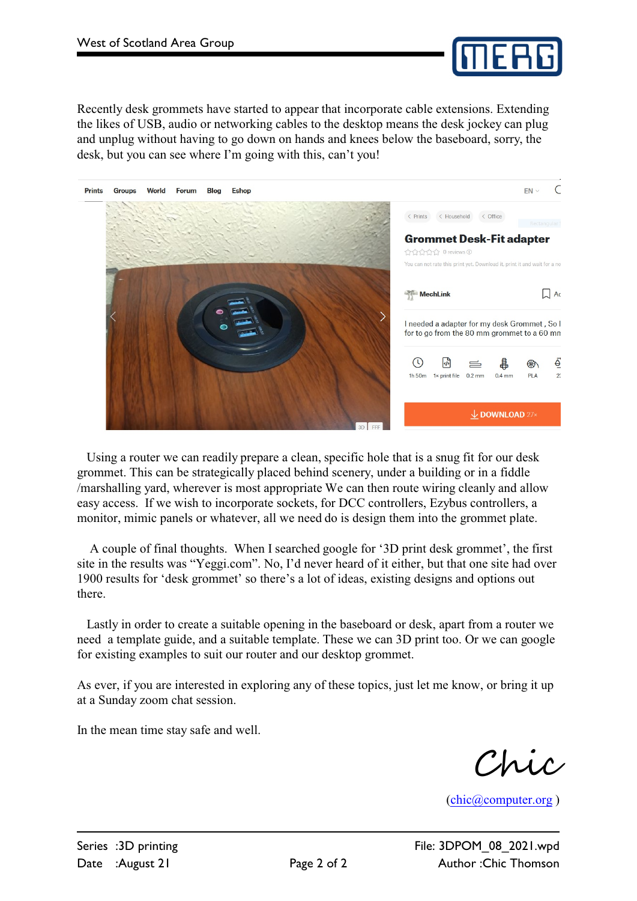Recently desk grommets have started to appear that incorporate cable extensions. Extending the likes of USB, audio or networking cables to the desktop means the desk jockey can plug and unplug without having to go down on hands and knees below the baseboard, sorry, the desk, but you can see where I'm going with this, can't you!

Prints Groups World Forum Blog Eshop EN

Prints Household Office

Grommet Desk-Fit adapter

0 reviews

You can not rate this print yet. Download it, print it and wait for a no

MechLink

I needed a adapter for my desk Grommet , So I for to go from the 80 mm grommet to a 60 mn

1h 50m 1× print file 0.2 mm 0.4 mm PLA

DOWNLOAD 27×

Using a router we can readily prepare a clean, specific hole that is a snug fit for our desk grommet. This can be strategically placed behind scenery, under a building or in a fiddle /marshalling yard, wherever is most appropriate We can then route wiring cleanly and allow easy access. If we wish to incorporate sockets, for DCC controllers, Ezybus controllers, a monitor, mimic panels or whatever, all we need do is design them into the grommet plate.

A couple of final thoughts. When I searched google for '3D print desk grommet', the first site in the results was "Yeggi.com". No, I'd never heard of it either, but that one site had over 1900 results for 'desk grommet' so there's a lot of ideas, existing designs and options out there.

Lastly in order to create a suitable opening in the baseboard or desk, apart from a router we need a template guide, and a suitable template. These we can 3D print too. Or we can google for existing examples to suit our router and our desktop grommet.

As ever, if you are interested in exploring any of these topics, just let me know, or bring it up at a Sunday zoom chat session.

In the mean time stay safe and well.

Chic

(chic@computer.org )

Series :3D printing  
Date :August 21

File: 3DPOM_08_2021.wpd  
Author :Chic Thomson